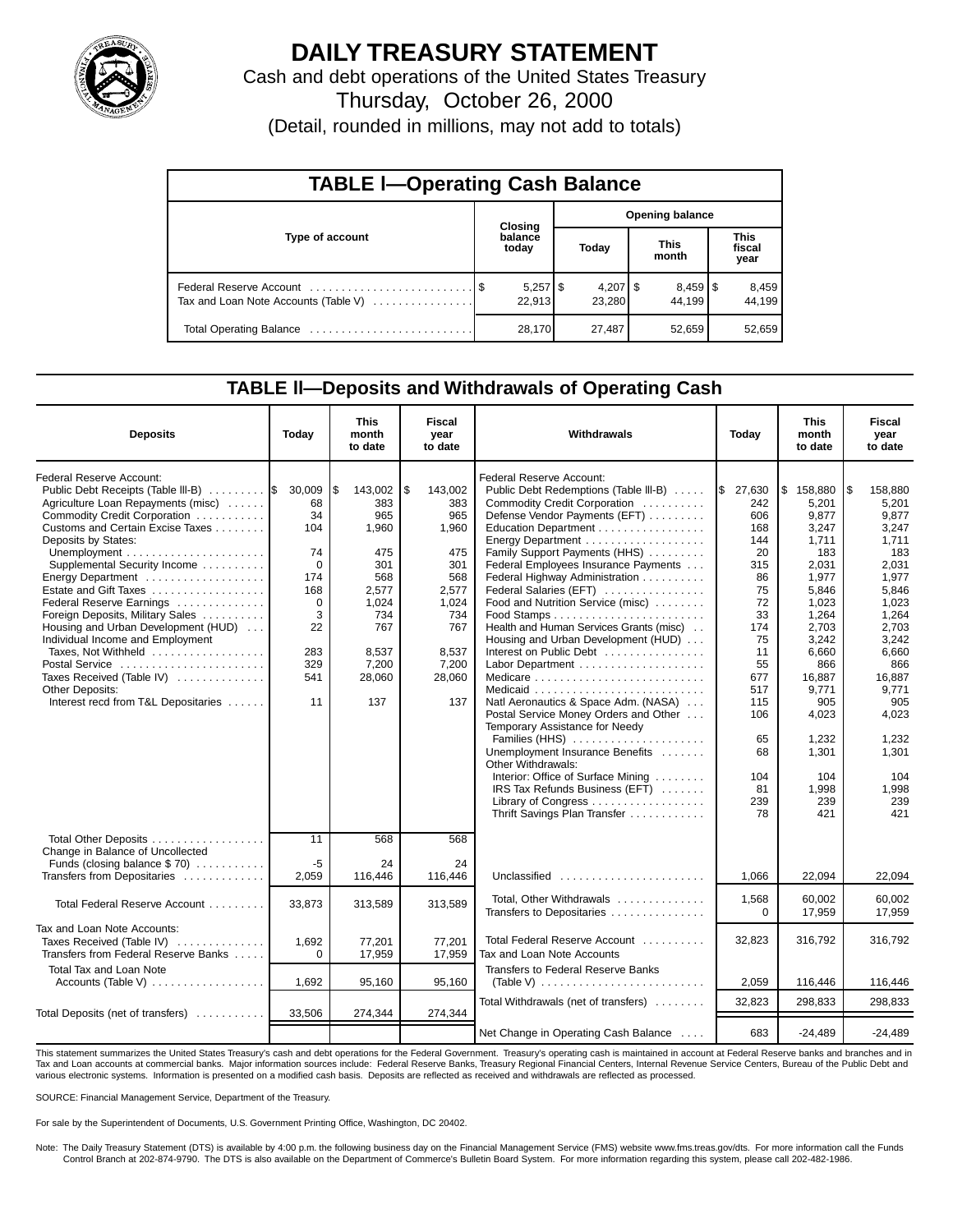# DAILY TREASURY STATEMENT

Cash and debt operations of the United States Treasury

Thursday, October 26, 2000

(Detail, rounded in millions, may not add to totals)

## TABLE I—Operating Cash Balance

| Type of account | Closing balance today | Opening balance Today | Opening balance This month | Opening balance This fiscal year |
|---|---|---|---|---|
| Federal Reserve Account | $ 5,257 | $ 4,207 | $ 8,459 | $ 8,459 |
| Tax and Loan Note Accounts (Table V) | 22,913 | 23,280 | 44,199 | 44,199 |
| Total Operating Balance | 28,170 | 27,487 | 52,659 | 52,659 |

## TABLE II—Deposits and Withdrawals of Operating Cash

| Deposits | Today | This month to date | Fiscal year to date |
|---|---|---|---|
| Federal Reserve Account: | | | |
| Public Debt Receipts (Table III-B) | $ 30,009 | $ 143,002 | $ 143,002 |
| Agriculture Loan Repayments (misc) | 68 | 383 | 383 |
| Commodity Credit Corporation | 34 | 965 | 965 |
| Customs and Certain Excise Taxes | 104 | 1,960 | 1,960 |
| Deposits by States: | | | |
| Unemployment | 74 | 475 | 475 |
| Supplemental Security Income | 0 | 301 | 301 |
| Energy Department | 174 | 568 | 568 |
| Estate and Gift Taxes | 168 | 2,577 | 2,577 |
| Federal Reserve Earnings | 0 | 1,024 | 1,024 |
| Foreign Deposits, Military Sales | 3 | 734 | 734 |
| Housing and Urban Development (HUD) | 22 | 767 | 767 |
| Individual Income and Employment Taxes, Not Withheld | 283 | 8,537 | 8,537 |
| Postal Service | 329 | 7,200 | 7,200 |
| Taxes Received (Table IV) | 541 | 28,060 | 28,060 |
| Other Deposits: | | | |
| Interest recd from T&L Depositaries | 11 | 137 | 137 |
| Total Other Deposits | 11 | 568 | 568 |
| Change in Balance of Uncollected Funds (closing balance $ 70) | -5 | 24 | 24 |
| Transfers from Depositaries | 2,059 | 116,446 | 116,446 |
| Total Federal Reserve Account | 33,873 | 313,589 | 313,589 |
| Tax and Loan Note Accounts: | | | |
| Taxes Received (Table IV) | 1,692 | 77,201 | 77,201 |
| Transfers from Federal Reserve Banks | 0 | 17,959 | 17,959 |
| Total Tax and Loan Note Accounts (Table V) | 1,692 | 95,160 | 95,160 |
| Total Deposits (net of transfers) | 33,506 | 274,344 | 274,344 |

| Withdrawals | Today | This month to date | Fiscal year to date |
|---|---|---|---|
| Federal Reserve Account: | | | |
| Public Debt Redemptions (Table III-B) | $ 27,630 | $ 158,880 | $ 158,880 |
| Commodity Credit Corporation | 242 | 5,201 | 5,201 |
| Defense Vendor Payments (EFT) | 606 | 9,877 | 9,877 |
| Education Department | 168 | 3,247 | 3,247 |
| Energy Department | 144 | 1,711 | 1,711 |
| Family Support Payments (HHS) | 20 | 183 | 183 |
| Federal Employees Insurance Payments | 315 | 2,031 | 2,031 |
| Federal Highway Administration | 86 | 1,977 | 1,977 |
| Federal Salaries (EFT) | 75 | 5,846 | 5,846 |
| Food and Nutrition Service (misc) | 72 | 1,023 | 1,023 |
| Food Stamps | 33 | 1,264 | 1,264 |
| Health and Human Services Grants (misc) | 174 | 2,703 | 2,703 |
| Housing and Urban Development (HUD) | 75 | 3,242 | 3,242 |
| Interest on Public Debt | 11 | 6,660 | 6,660 |
| Labor Department | 55 | 866 | 866 |
| Medicare | 677 | 16,887 | 16,887 |
| Medicaid | 517 | 9,771 | 9,771 |
| Natl Aeronautics & Space Adm. (NASA) | 115 | 905 | 905 |
| Postal Service Money Orders and Other | 106 | 4,023 | 4,023 |
| Temporary Assistance for Needy Families (HHS) | 65 | 1,232 | 1,232 |
| Unemployment Insurance Benefits | 68 | 1,301 | 1,301 |
| Other Withdrawals: | | | |
| Interior: Office of Surface Mining | 104 | 104 | 104 |
| IRS Tax Refunds Business (EFT) | 81 | 1,998 | 1,998 |
| Library of Congress | 239 | 239 | 239 |
| Thrift Savings Plan Transfer | 78 | 421 | 421 |
| Unclassified | 1,066 | 22,094 | 22,094 |
| Total, Other Withdrawals | 1,568 | 60,002 | 60,002 |
| Transfers to Depositaries | 0 | 17,959 | 17,959 |
| Total Federal Reserve Account | 32,823 | 316,792 | 316,792 |
| Tax and Loan Note Accounts | | | |
| Transfers to Federal Reserve Banks (Table V) | 2,059 | 116,446 | 116,446 |
| Total Withdrawals (net of transfers) | 32,823 | 298,833 | 298,833 |
| Net Change in Operating Cash Balance | 683 | -24,489 | -24,489 |

This statement summarizes the United States Treasury's cash and debt operations for the Federal Government. Treasury's operating cash is maintained in account at Federal Reserve banks and branches and in Tax and Loan accounts at commercial banks. Major information sources include: Federal Reserve Banks, Treasury Regional Financial Centers, Internal Revenue Service Centers, Bureau of the Public Debt and various electronic systems. Information is presented on a modified cash basis. Deposits are reflected as received and withdrawals are reflected as processed.

SOURCE: Financial Management Service, Department of the Treasury.

For sale by the Superintendent of Documents, U.S. Government Printing Office, Washington, DC 20402.

Note: The Daily Treasury Statement (DTS) is available by 4:00 p.m. the following business day on the Financial Management Service (FMS) website www.fms.treas.gov/dts. For more information call the Funds Control Branch at 202-874-9790. The DTS is also available on the Department of Commerce's Bulletin Board System. For more information regarding this system, please call 202-482-1986.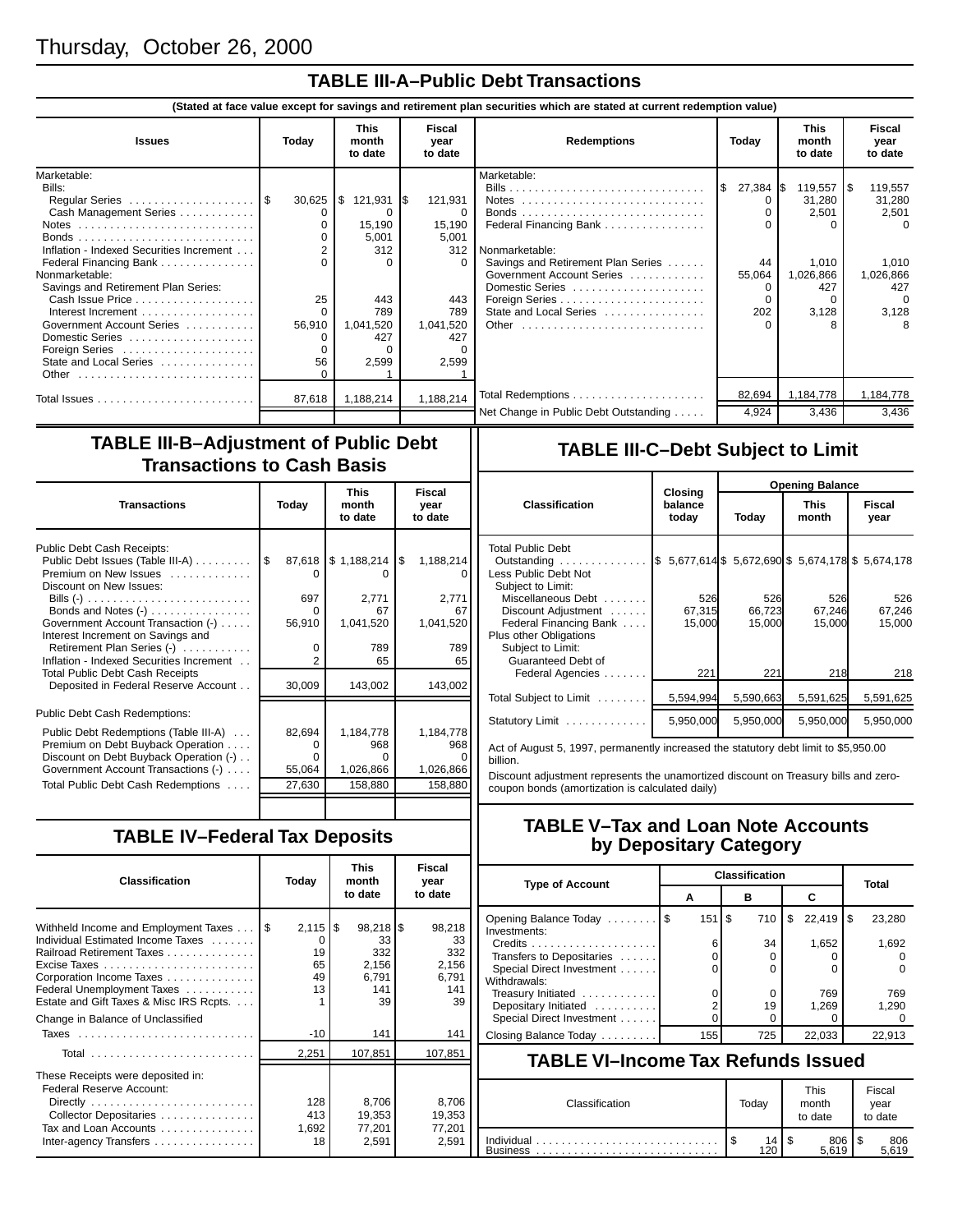Thursday, October 26, 2000

## TABLE III-A–Public Debt Transactions

(Stated at face value except for savings and retirement plan securities which are stated at current redemption value)

| Issues | Today | This month to date | Fiscal year to date |
|---|---|---|---|
| Marketable: | | | |
| Bills: | | | |
| Regular Series | $ 30,625 | $ 121,931 | $ 121,931 |
| Cash Management Series | 0 | 0 | 0 |
| Notes | 0 | 15,190 | 15,190 |
| Bonds | 0 | 5,001 | 5,001 |
| Inflation - Indexed Securities Increment | 2 | 312 | 312 |
| Federal Financing Bank | 0 | 0 | 0 |
| Nonmarketable: | | | |
| Savings and Retirement Plan Series: | | | |
| Cash Issue Price | 25 | 443 | 443 |
| Interest Increment | 0 | 789 | 789 |
| Government Account Series | 56,910 | 1,041,520 | 1,041,520 |
| Domestic Series | 0 | 427 | 427 |
| Foreign Series | 0 | 0 | 0 |
| State and Local Series | 56 | 2,599 | 2,599 |
| Other | 0 | 1 | 1 |
| Total Issues | 87,618 | 1,188,214 | 1,188,214 |

| Redemptions | Today | This month to date | Fiscal year to date |
|---|---|---|---|
| Marketable: | | | |
| Bills | $ 27,384 | $ 119,557 | $ 119,557 |
| Notes | 0 | 31,280 | 31,280 |
| Bonds | 0 | 2,501 | 2,501 |
| Federal Financing Bank | 0 | 0 | 0 |
| Nonmarketable: | | | |
| Savings and Retirement Plan Series | 44 | 1,010 | 1,010 |
| Government Account Series | 55,064 | 1,026,866 | 1,026,866 |
| Domestic Series | 0 | 427 | 427 |
| Foreign Series | 0 | 0 | 0 |
| State and Local Series | 202 | 3,128 | 3,128 |
| Other | 0 | 8 | 8 |
| Total Redemptions | 82,694 | 1,184,778 | 1,184,778 |
| Net Change in Public Debt Outstanding | 4,924 | 3,436 | 3,436 |

## TABLE III-B–Adjustment of Public Debt Transactions to Cash Basis

| Transactions | Today | This month to date | Fiscal year to date |
|---|---|---|---|
| Public Debt Cash Receipts: | | | |
| Public Debt Issues (Table III-A) | $ 87,618 | $ 1,188,214 | $ 1,188,214 |
| Premium on New Issues | 0 | 0 | 0 |
| Discount on New Issues: | | | |
| Bills (-) | 697 | 2,771 | 2,771 |
| Bonds and Notes (-) | 0 | 67 | 67 |
| Government Account Transaction (-) | 56,910 | 1,041,520 | 1,041,520 |
| Interest Increment on Savings and Retirement Plan Series (-) | 0 | 789 | 789 |
| Inflation - Indexed Securities Increment | 2 | 65 | 65 |
| Total Public Debt Cash Receipts Deposited in Federal Reserve Account | 30,009 | 143,002 | 143,002 |
| Public Debt Cash Redemptions: | | | |
| Public Debt Redemptions (Table III-A) | 82,694 | 1,184,778 | 1,184,778 |
| Premium on Debt Buyback Operation | 0 | 968 | 968 |
| Discount on Debt Buyback Operation (-) | 0 | 0 | 0 |
| Government Account Transactions (-) | 55,064 | 1,026,866 | 1,026,866 |
| Total Public Debt Cash Redemptions | 27,630 | 158,880 | 158,880 |

## TABLE III-C–Debt Subject to Limit

| Classification | Closing balance today | Opening Balance | | |
|---|---|---|---|---|
| | | Today | This month | Fiscal year |
| Total Public Debt Outstanding | $ 5,677,614 | $ 5,672,690 | $ 5,674,178 | $ 5,674,178 |
| Less Public Debt Not Subject to Limit: | | | | |
| Miscellaneous Debt | 526 | 526 | 526 | 526 |
| Discount Adjustment | 67,315 | 66,723 | 67,246 | 67,246 |
| Federal Financing Bank | 15,000 | 15,000 | 15,000 | 15,000 |
| Plus other Obligations Subject to Limit: | | | | |
| Guaranteed Debt of Federal Agencies | 221 | 221 | 218 | 218 |
| Total Subject to Limit | 5,594,994 | 5,590,663 | 5,591,625 | 5,591,625 |
| Statutory Limit | 5,950,000 | 5,950,000 | 5,950,000 | 5,950,000 |

Act of August 5, 1997, permanently increased the statutory debt limit to $5,950.00 billion.

Discount adjustment represents the unamortized discount on Treasury bills and zero-coupon bonds (amortization is calculated daily)

## TABLE IV–Federal Tax Deposits

| Classification | Today | This month to date | Fiscal year to date |
|---|---|---|---|
| Withheld Income and Employment Taxes | $ 2,115 | $ 98,218 | $ 98,218 |
| Individual Estimated Income Taxes | 0 | 33 | 33 |
| Railroad Retirement Taxes | 19 | 332 | 332 |
| Excise Taxes | 65 | 2,156 | 2,156 |
| Corporation Income Taxes | 49 | 6,791 | 6,791 |
| Federal Unemployment Taxes | 13 | 141 | 141 |
| Estate and Gift Taxes & Misc IRS Rcpts. | 1 | 39 | 39 |
| Change in Balance of Unclassified Taxes | -10 | 141 | 141 |
| Total | 2,251 | 107,851 | 107,851 |
| These Receipts were deposited in: | | | |
| Federal Reserve Account: | | | |
| Directly | 128 | 8,706 | 8,706 |
| Collector Depositaries | 413 | 19,353 | 19,353 |
| Tax and Loan Accounts | 1,692 | 77,201 | 77,201 |
| Inter-agency Transfers | 18 | 2,591 | 2,591 |

## TABLE V–Tax and Loan Note Accounts by Depositary Category

| Type of Account | Classification | | | Total |
|---|---|---|---|---|
| | A | B | C | |
| Opening Balance Today | $ 151 | $ 710 | $ 22,419 | $ 23,280 |
| Investments: | | | | |
| Credits | 6 | 34 | 1,652 | 1,692 |
| Transfers to Depositaries | 0 | 0 | 0 | 0 |
| Special Direct Investment | 0 | 0 | 0 | 0 |
| Withdrawals: | | | | |
| Treasury Initiated | 0 | 0 | 769 | 769 |
| Depositary Initiated | 2 | 19 | 1,269 | 1,290 |
| Special Direct Investment | 0 | 0 | 0 | 0 |
| Closing Balance Today | 155 | 725 | 22,033 | 22,913 |

## TABLE VI–Income Tax Refunds Issued

| Classification | Today | This month to date | Fiscal year to date |
|---|---|---|---|
| Individual | $ 14 | $ 806 | $ 806 |
| Business | 120 | 5,619 | 5,619 |